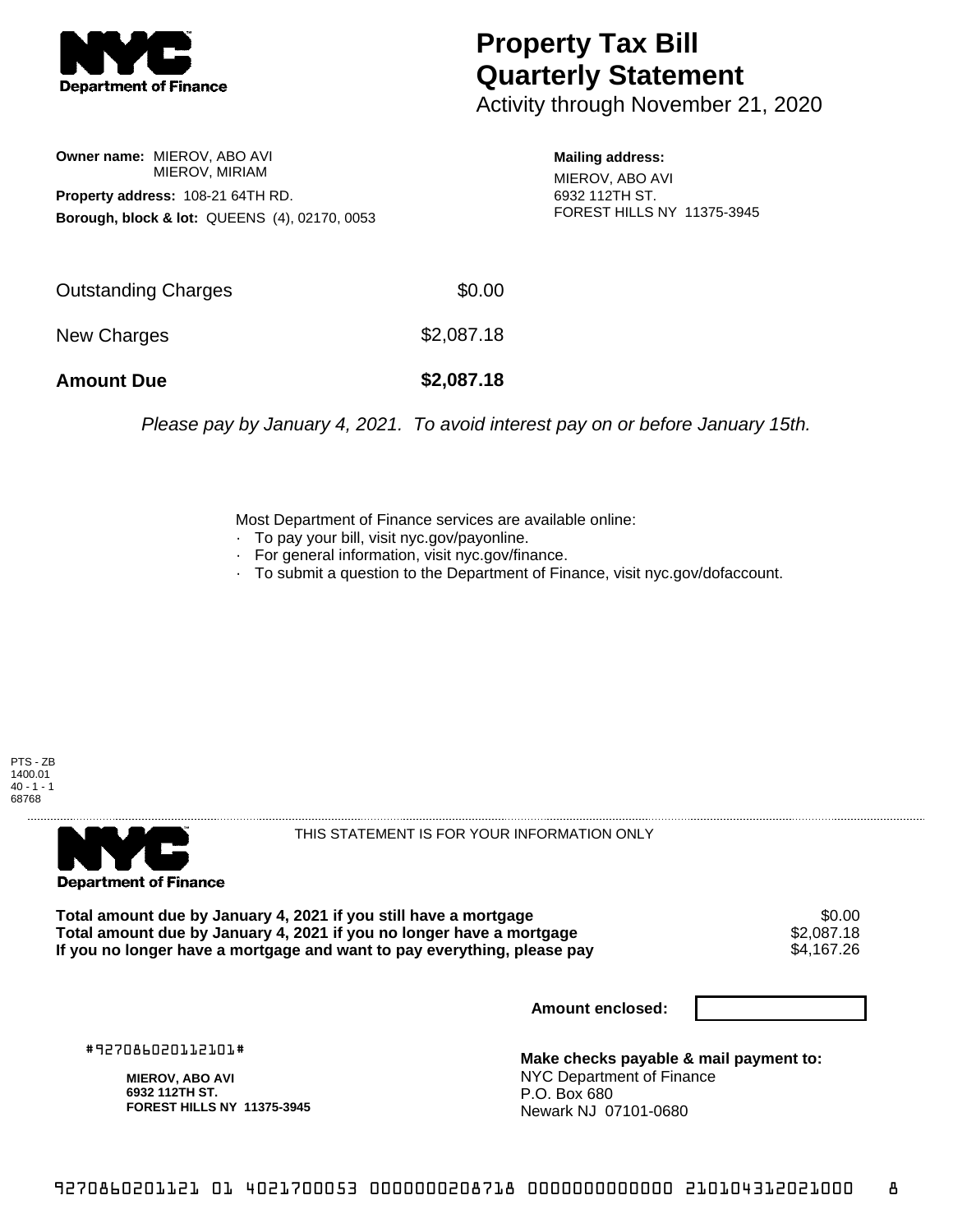# Property Tax Bill Quarterly Statement

Activity through November 21, 2020

**Owner name:** MIEROV, ABO AVI
MIEROV, MIRIAM

**Property address:** 108-21 64TH RD.

**Borough, block & lot:** QUEENS (4), 02170, 0053

**Mailing address:**
MIEROV, ABO AVI
6932 112TH ST.
FOREST HILLS NY 11375-3945

| | |
|---|---|
| Outstanding Charges | $0.00 |
| New Charges | $2,087.18 |
| **Amount Due** | **$2,087.18** |

*Please pay by January 4, 2021. To avoid interest pay on or before January 15th.*

Most Department of Finance services are available online:
- To pay your bill, visit nyc.gov/payonline.
- For general information, visit nyc.gov/finance.
- To submit a question to the Department of Finance, visit nyc.gov/dofaccount.

PTS - ZB
1400.01
40 - 1 - 1
68768

THIS STATEMENT IS FOR YOUR INFORMATION ONLY

| | |
|---|---|
| **Total amount due by January 4, 2021 if you still have a mortgage** | $0.00 |
| **Total amount due by January 4, 2021 if you no longer have a mortgage** | $2,087.18 |
| **If you no longer have a mortgage and want to pay everything, please pay** | $4,167.26 |

**Amount enclosed:**

#927086020112101#

**MIEROV, ABO AVI**
**6932 112TH ST.**
**FOREST HILLS NY 11375-3945**

**Make checks payable & mail payment to:**
NYC Department of Finance
P.O. Box 680
Newark NJ 07101-0680

9270860201121 01 4021700053 0000000208718 0000000000000 210104312021000 8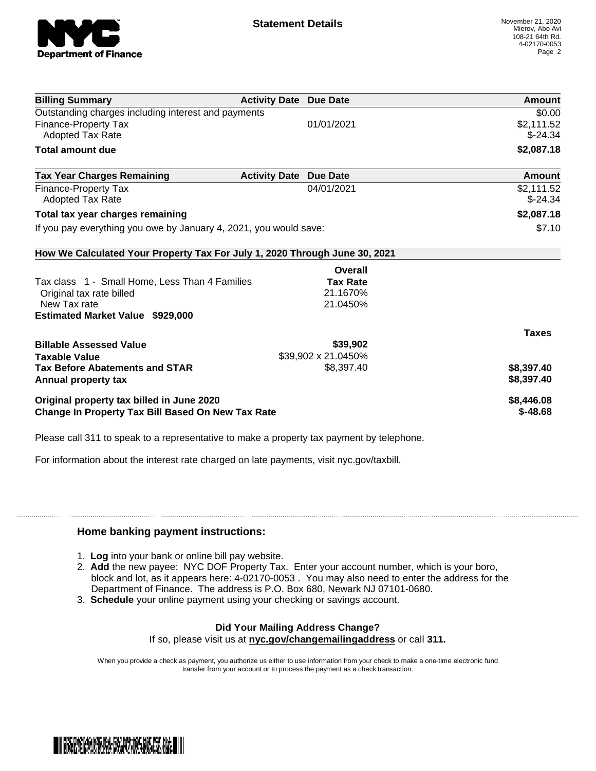## Statement Details

November 21, 2020
Mierov, Abo Avi
108-21 64th Rd.
4-02170-0053

| Billing Summary | Activity Date | Due Date | Amount |
|---|---|---|---|
| Outstanding charges including interest and payments | | | $0.00 |
| Finance-Property Tax | | 01/01/2021 | $2,111.52 |
| Adopted Tax Rate | | | $-24.34 |
| **Total amount due** | | | **$2,087.18** |

| Tax Year Charges Remaining | Activity Date | Due Date | Amount |
|---|---|---|---|
| Finance-Property Tax | | 04/01/2021 | $2,111.52 |
| Adopted Tax Rate | | | $-24.34 |
| **Total tax year charges remaining** | | | **$2,087.18** |
| If you pay everything you owe by January 4, 2021, you would save: | | | $7.10 |

### How We Calculated Your Property Tax For July 1, 2020 Through June 30, 2021

| | Overall Tax Rate | |
|---|---|---|
| Tax class 1 - Small Home, Less Than 4 Families | | |
| Original tax rate billed | 21.1670% | |
| New Tax rate | 21.0450% | |
| **Estimated Market Value $929,000** | | |

| | | Taxes |
|---|---|---|
| **Billable Assessed Value** | **$39,902** | |
| **Taxable Value** | $39,902 x 21.0450% | |
| **Tax Before Abatements and STAR** | $8,397.40 | **$8,397.40** |
| **Annual property tax** | | **$8,397.40** |
| **Original property tax billed in June 2020** | | **$8,446.08** |
| **Change In Property Tax Bill Based On New Tax Rate** | | **$-48.68** |

Please call 311 to speak to a representative to make a property tax payment by telephone.

For information about the interest rate charged on late payments, visit nyc.gov/taxbill.

### Home banking payment instructions:

1. **Log** into your bank or online bill pay website.
2. **Add** the new payee: NYC DOF Property Tax. Enter your account number, which is your boro, block and lot, as it appears here: 4-02170-0053 . You may also need to enter the address for the Department of Finance. The address is P.O. Box 680, Newark NJ 07101-0680.
3. **Schedule** your online payment using your checking or savings account.

**Did Your Mailing Address Change?**
If so, please visit us at **nyc.gov/changemailingaddress** or call **311.**

When you provide a check as payment, you authorize us either to use information from your check to make a one-time electronic fund transfer from your account or to process the payment as a check transaction.